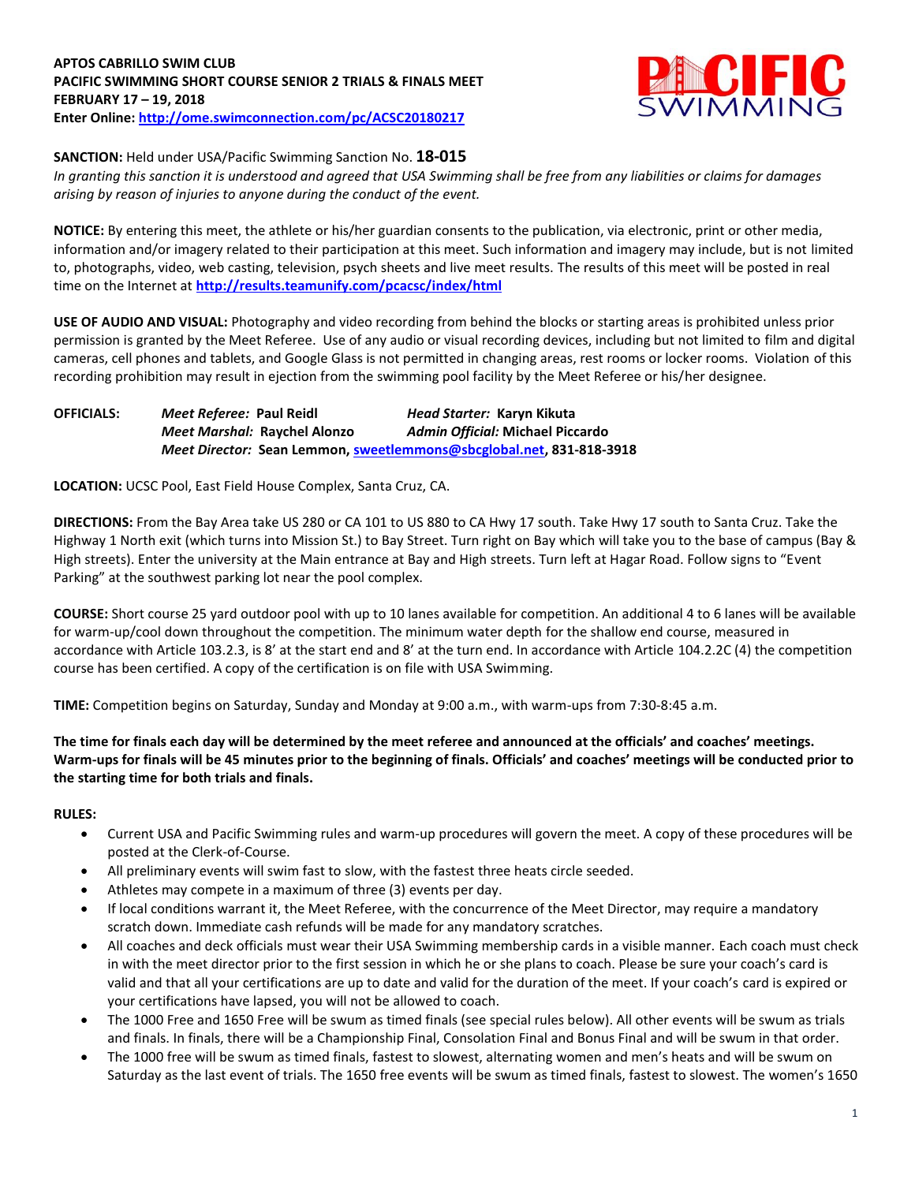**APTOS CABRILLO SWIM CLUB**
**PACIFIC SWIMMING SHORT COURSE SENIOR 2 TRIALS & FINALS MEET**
**FEBRUARY 17 – 19, 2018**
**Enter Online: http://ome.swimconnection.com/pc/ACSC20180217**

**SANCTION:** Held under USA/Pacific Swimming Sanction No. **18-015**
*In granting this sanction it is understood and agreed that USA Swimming shall be free from any liabilities or claims for damages arising by reason of injuries to anyone during the conduct of the event.*

**NOTICE:** By entering this meet, the athlete or his/her guardian consents to the publication, via electronic, print or other media, information and/or imagery related to their participation at this meet. Such information and imagery may include, but is not limited to, photographs, video, web casting, television, psych sheets and live meet results. The results of this meet will be posted in real time on the Internet at **http://results.teamunify.com/pcacsc/index/html**

**USE OF AUDIO AND VISUAL:** Photography and video recording from behind the blocks or starting areas is prohibited unless prior permission is granted by the Meet Referee. Use of any audio or visual recording devices, including but not limited to film and digital cameras, cell phones and tablets, and Google Glass is not permitted in changing areas, rest rooms or locker rooms. Violation of this recording prohibition may result in ejection from the swimming pool facility by the Meet Referee or his/her designee.

**OFFICIALS:**
*Meet Referee:* **Paul Reidl** — *Head Starter:* **Karyn Kikuta**
*Meet Marshal:* **Raychel Alonzo** — *Admin Official:* **Michael Piccardo**
*Meet Director:* **Sean Lemmon, sweetlemmons@sbcglobal.net, 831-818-3918**

**LOCATION:** UCSC Pool, East Field House Complex, Santa Cruz, CA.

**DIRECTIONS:** From the Bay Area take US 280 or CA 101 to US 880 to CA Hwy 17 south. Take Hwy 17 south to Santa Cruz. Take the Highway 1 North exit (which turns into Mission St.) to Bay Street. Turn right on Bay which will take you to the base of campus (Bay & High streets). Enter the university at the Main entrance at Bay and High streets. Turn left at Hagar Road. Follow signs to "Event Parking" at the southwest parking lot near the pool complex.

**COURSE:** Short course 25 yard outdoor pool with up to 10 lanes available for competition. An additional 4 to 6 lanes will be available for warm-up/cool down throughout the competition. The minimum water depth for the shallow end course, measured in accordance with Article 103.2.3, is 8' at the start end and 8' at the turn end. In accordance with Article 104.2.2C (4) the competition course has been certified. A copy of the certification is on file with USA Swimming.

**TIME:** Competition begins on Saturday, Sunday and Monday at 9:00 a.m., with warm-ups from 7:30-8:45 a.m.

**The time for finals each day will be determined by the meet referee and announced at the officials' and coaches' meetings. Warm-ups for finals will be 45 minutes prior to the beginning of finals. Officials' and coaches' meetings will be conducted prior to the starting time for both trials and finals.**

**RULES:**

- Current USA and Pacific Swimming rules and warm-up procedures will govern the meet. A copy of these procedures will be posted at the Clerk-of-Course.
- All preliminary events will swim fast to slow, with the fastest three heats circle seeded.
- Athletes may compete in a maximum of three (3) events per day.
- If local conditions warrant it, the Meet Referee, with the concurrence of the Meet Director, may require a mandatory scratch down. Immediate cash refunds will be made for any mandatory scratches.
- All coaches and deck officials must wear their USA Swimming membership cards in a visible manner. Each coach must check in with the meet director prior to the first session in which he or she plans to coach. Please be sure your coach's card is valid and that all your certifications are up to date and valid for the duration of the meet. If your coach's card is expired or your certifications have lapsed, you will not be allowed to coach.
- The 1000 Free and 1650 Free will be swum as timed finals (see special rules below). All other events will be swum as trials and finals. In finals, there will be a Championship Final, Consolation Final and Bonus Final and will be swum in that order.
- The 1000 free will be swum as timed finals, fastest to slowest, alternating women and men's heats and will be swum on Saturday as the last event of trials. The 1650 free events will be swum as timed finals, fastest to slowest. The women's 1650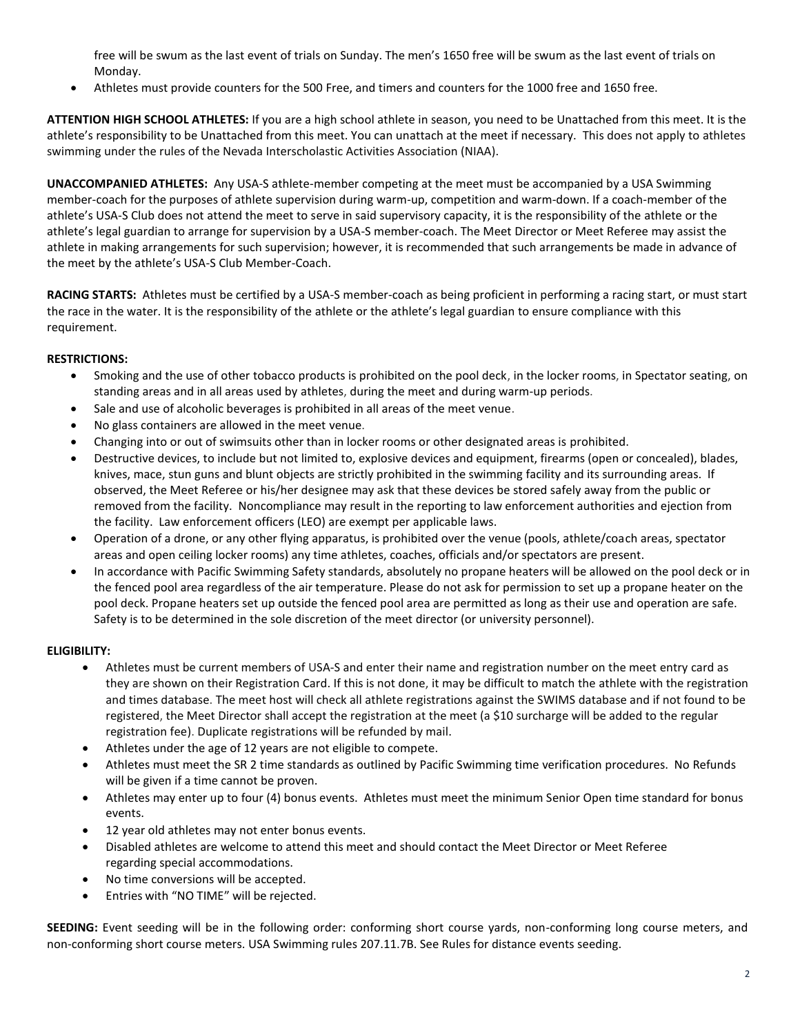free will be swum as the last event of trials on Sunday. The men's 1650 free will be swum as the last event of trials on Monday.

- Athletes must provide counters for the 500 Free, and timers and counters for the 1000 free and 1650 free.

**ATTENTION HIGH SCHOOL ATHLETES:** If you are a high school athlete in season, you need to be Unattached from this meet. It is the athlete's responsibility to be Unattached from this meet. You can unattach at the meet if necessary. This does not apply to athletes swimming under the rules of the Nevada Interscholastic Activities Association (NIAA).

**UNACCOMPANIED ATHLETES:** Any USA-S athlete-member competing at the meet must be accompanied by a USA Swimming member-coach for the purposes of athlete supervision during warm-up, competition and warm-down. If a coach-member of the athlete's USA-S Club does not attend the meet to serve in said supervisory capacity, it is the responsibility of the athlete or the athlete's legal guardian to arrange for supervision by a USA-S member-coach. The Meet Director or Meet Referee may assist the athlete in making arrangements for such supervision; however, it is recommended that such arrangements be made in advance of the meet by the athlete's USA-S Club Member-Coach.

**RACING STARTS:** Athletes must be certified by a USA-S member-coach as being proficient in performing a racing start, or must start the race in the water. It is the responsibility of the athlete or the athlete's legal guardian to ensure compliance with this requirement.

**RESTRICTIONS:**

- Smoking and the use of other tobacco products is prohibited on the pool deck, in the locker rooms, in Spectator seating, on standing areas and in all areas used by athletes, during the meet and during warm-up periods.
- Sale and use of alcoholic beverages is prohibited in all areas of the meet venue.
- No glass containers are allowed in the meet venue.
- Changing into or out of swimsuits other than in locker rooms or other designated areas is prohibited.
- Destructive devices, to include but not limited to, explosive devices and equipment, firearms (open or concealed), blades, knives, mace, stun guns and blunt objects are strictly prohibited in the swimming facility and its surrounding areas. If observed, the Meet Referee or his/her designee may ask that these devices be stored safely away from the public or removed from the facility. Noncompliance may result in the reporting to law enforcement authorities and ejection from the facility. Law enforcement officers (LEO) are exempt per applicable laws.
- Operation of a drone, or any other flying apparatus, is prohibited over the venue (pools, athlete/coach areas, spectator areas and open ceiling locker rooms) any time athletes, coaches, officials and/or spectators are present.
- In accordance with Pacific Swimming Safety standards, absolutely no propane heaters will be allowed on the pool deck or in the fenced pool area regardless of the air temperature. Please do not ask for permission to set up a propane heater on the pool deck. Propane heaters set up outside the fenced pool area are permitted as long as their use and operation are safe. Safety is to be determined in the sole discretion of the meet director (or university personnel).

**ELIGIBILITY:**

- Athletes must be current members of USA-S and enter their name and registration number on the meet entry card as they are shown on their Registration Card. If this is not done, it may be difficult to match the athlete with the registration and times database. The meet host will check all athlete registrations against the SWIMS database and if not found to be registered, the Meet Director shall accept the registration at the meet (a $10 surcharge will be added to the regular registration fee). Duplicate registrations will be refunded by mail.
- Athletes under the age of 12 years are not eligible to compete.
- Athletes must meet the SR 2 time standards as outlined by Pacific Swimming time verification procedures. No Refunds will be given if a time cannot be proven.
- Athletes may enter up to four (4) bonus events. Athletes must meet the minimum Senior Open time standard for bonus events.
- 12 year old athletes may not enter bonus events.
- Disabled athletes are welcome to attend this meet and should contact the Meet Director or Meet Referee regarding special accommodations.
- No time conversions will be accepted.
- Entries with "NO TIME" will be rejected.

**SEEDING:** Event seeding will be in the following order: conforming short course yards, non-conforming long course meters, and non-conforming short course meters. USA Swimming rules 207.11.7B. See Rules for distance events seeding.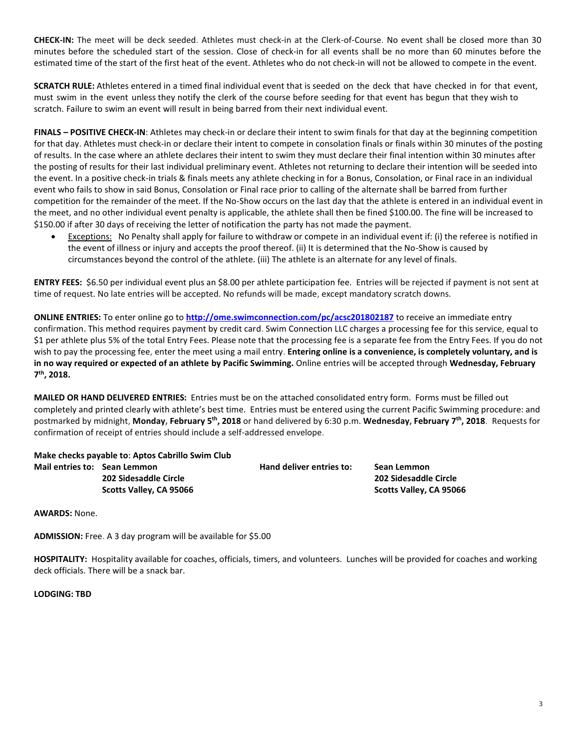**CHECK-IN:** The meet will be deck seeded. Athletes must check-in at the Clerk-of-Course. No event shall be closed more than 30 minutes before the scheduled start of the session. Close of check-in for all events shall be no more than 60 minutes before the estimated time of the start of the first heat of the event. Athletes who do not check-in will not be allowed to compete in the event.

**SCRATCH RULE:** Athletes entered in a timed final individual event that is seeded on the deck that have checked in for that event, must swim in the event unless they notify the clerk of the course before seeding for that event has begun that they wish to scratch. Failure to swim an event will result in being barred from their next individual event.

**FINALS – POSITIVE CHECK-IN**: Athletes may check-in or declare their intent to swim finals for that day at the beginning competition for that day. Athletes must check-in or declare their intent to compete in consolation finals or finals within 30 minutes of the posting of results. In the case where an athlete declares their intent to swim they must declare their final intention within 30 minutes after the posting of results for their last individual preliminary event. Athletes not returning to declare their intention will be seeded into the event. In a positive check-in trials & finals meets any athlete checking in for a Bonus, Consolation, or Final race in an individual event who fails to show in said Bonus, Consolation or Final race prior to calling of the alternate shall be barred from further competition for the remainder of the meet. If the No-Show occurs on the last day that the athlete is entered in an individual event in the meet, and no other individual event penalty is applicable, the athlete shall then be fined $100.00. The fine will be increased to $150.00 if after 30 days of receiving the letter of notification the party has not made the payment.

- Exceptions: No Penalty shall apply for failure to withdraw or compete in an individual event if: (i) the referee is notified in the event of illness or injury and accepts the proof thereof. (ii) It is determined that the No-Show is caused by circumstances beyond the control of the athlete. (iii) The athlete is an alternate for any level of finals.

**ENTRY FEES:** $6.50 per individual event plus an $8.00 per athlete participation fee. Entries will be rejected if payment is not sent at time of request. No late entries will be accepted. No refunds will be made, except mandatory scratch downs.

**ONLINE ENTRIES:** To enter online go to **http://ome.swimconnection.com/pc/acsc201802187** to receive an immediate entry confirmation. This method requires payment by credit card. Swim Connection LLC charges a processing fee for this service, equal to $1 per athlete plus 5% of the total Entry Fees. Please note that the processing fee is a separate fee from the Entry Fees. If you do not wish to pay the processing fee, enter the meet using a mail entry. **Entering online is a convenience, is completely voluntary, and is in no way required or expected of an athlete by Pacific Swimming.** Online entries will be accepted through **Wednesday, February 7th, 2018.**

**MAILED OR HAND DELIVERED ENTRIES:** Entries must be on the attached consolidated entry form. Forms must be filled out completely and printed clearly with athlete's best time. Entries must be entered using the current Pacific Swimming procedure: and postmarked by midnight, **Monday, February 5th, 2018** or hand delivered by 6:30 p.m. **Wednesday, February 7th, 2018**. Requests for confirmation of receipt of entries should include a self-addressed envelope.

**Make checks payable to: Aptos Cabrillo Swim Club**

| **Mail entries to:** | **Sean Lemmon**<br>**202 Sidesaddle Circle**<br>**Scotts Valley, CA 95066** | **Hand deliver entries to:** | **Sean Lemmon**<br>**202 Sidesaddle Circle**<br>**Scotts Valley, CA 95066** |
|---|---|---|---|

**AWARDS:** None.

**ADMISSION:** Free. A 3 day program will be available for $5.00

**HOSPITALITY:** Hospitality available for coaches, officials, timers, and volunteers. Lunches will be provided for coaches and working deck officials. There will be a snack bar.

**LODGING: TBD**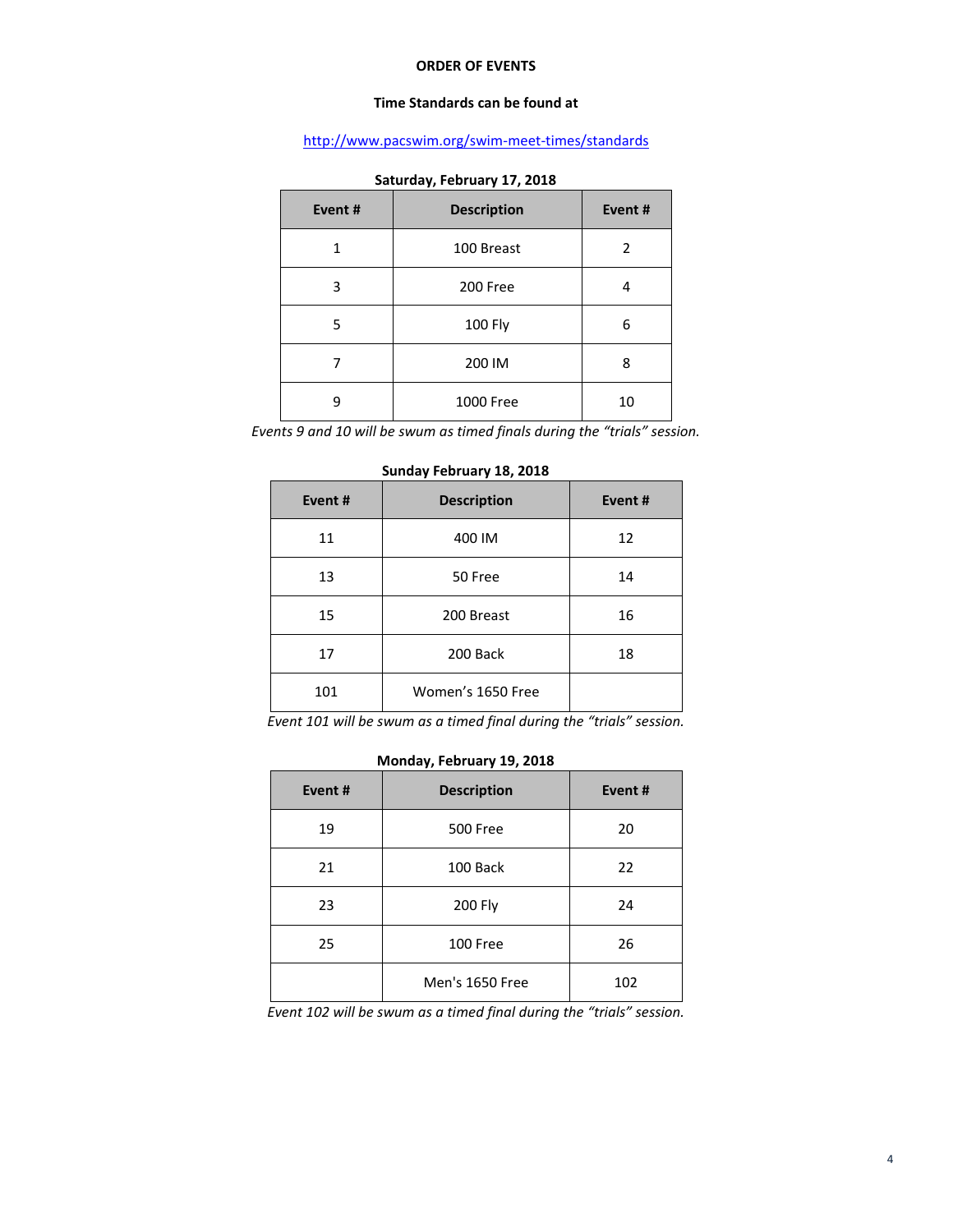**ORDER OF EVENTS**

**Time Standards can be found at**

http://www.pacswim.org/swim-meet-times/standards

**Saturday, February 17, 2018**

| Event # | Description | Event # |
|---|---|---|
| 1 | 100 Breast | 2 |
| 3 | 200 Free | 4 |
| 5 | 100 Fly | 6 |
| 7 | 200 IM | 8 |
| 9 | 1000 Free | 10 |

*Events 9 and 10 will be swum as timed finals during the "trials" session.*

**Sunday February 18, 2018**

| Event # | Description | Event # |
|---|---|---|
| 11 | 400 IM | 12 |
| 13 | 50 Free | 14 |
| 15 | 200 Breast | 16 |
| 17 | 200 Back | 18 |
| 101 | Women's 1650 Free | |

*Event 101 will be swum as a timed final during the "trials" session.*

**Monday, February 19, 2018**

| Event # | Description | Event # |
|---|---|---|
| 19 | 500 Free | 20 |
| 21 | 100 Back | 22 |
| 23 | 200 Fly | 24 |
| 25 | 100 Free | 26 |
| | Men's 1650 Free | 102 |

*Event 102 will be swum as a timed final during the "trials" session.*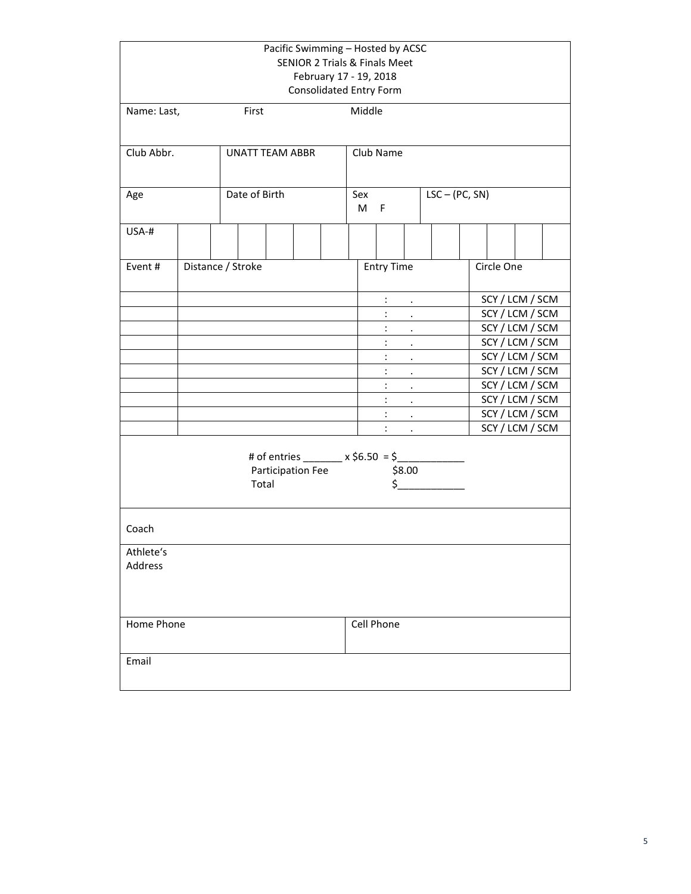Pacific Swimming – Hosted by ACSC
SENIOR 2 Trials & Finals Meet
February 17 - 19, 2018
Consolidated Entry Form

| | | | |
|---|---|---|---|
| Name: Last, | First | Middle | |
| Club Abbr. | UNATT TEAM ABBR | Club Name | |
| Age | Date of Birth | Sex M F | LSC – (PC, SN) |

| | | | | | | | | | | | | | |
|---|---|---|---|---|---|---|---|---|---|---|---|---|---|
| USA-# | | | | | | | | | | | | | |

| Event # | Distance / Stroke | Entry Time | Circle One |
|---|---|---|---|
| | | : . | SCY / LCM / SCM |
| | | : . | SCY / LCM / SCM |
| | | : . | SCY / LCM / SCM |
| | | : . | SCY / LCM / SCM |
| | | : . | SCY / LCM / SCM |
| | | : . | SCY / LCM / SCM |
| | | : . | SCY / LCM / SCM |
| | | : . | SCY / LCM / SCM |
| | | : . | SCY / LCM / SCM |
| | | : . | SCY / LCM / SCM |

# of entries _______ x $6.50 = $____________
Participation Fee $8.00
Total $____________

| | |
|---|---|
| Coach | |
| Athlete's Address | |
| Home Phone | Cell Phone |
| Email | |